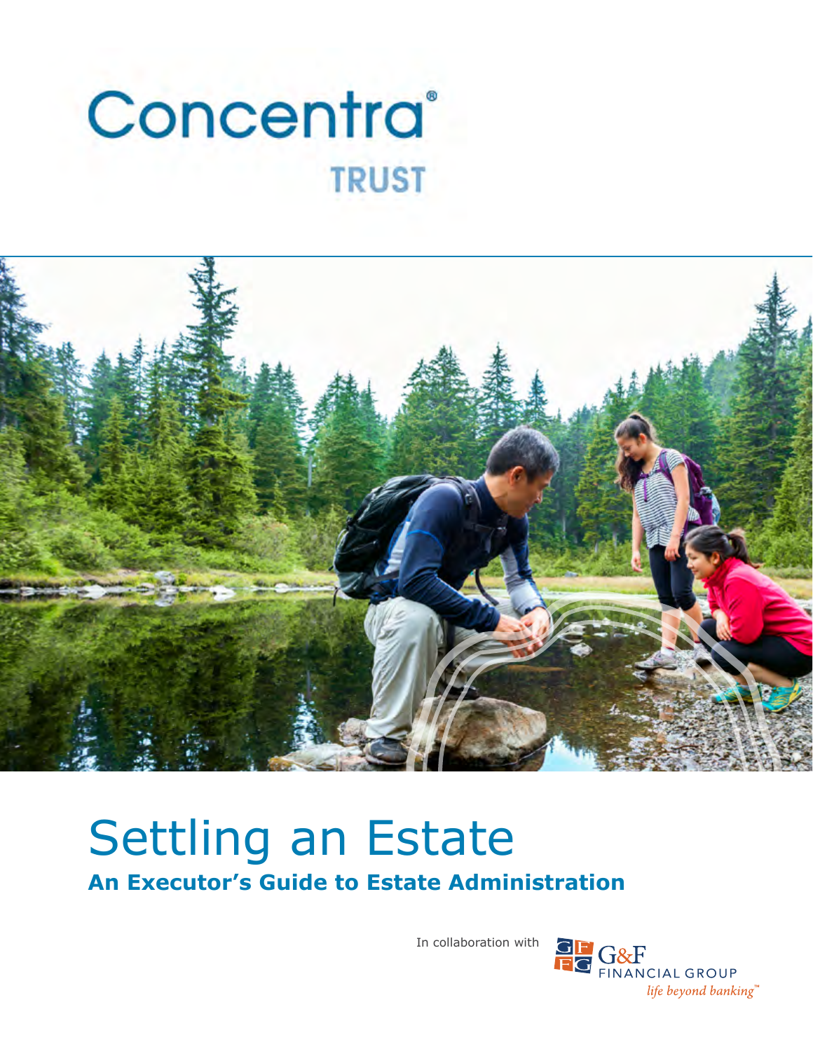Concentra® TRUST

# Settling an Estate

## An Executor's Guide to Estate Administration

In collaboration with G&F FINANCIAL GROUP *life beyond banking™*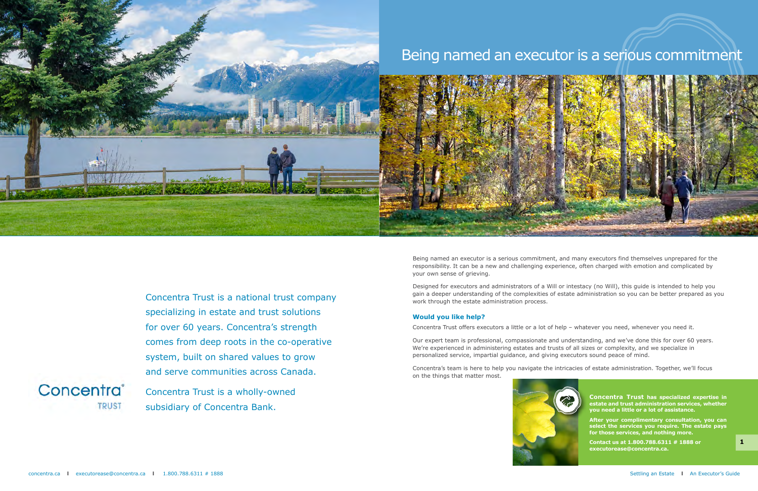Concentra Trust is a national trust company specializing in estate and trust solutions for over 60 years. Concentra's strength comes from deep roots in the co-operative system, built on shared values to grow and serve communities across Canada.

Concentra Trust is a wholly-owned subsidiary of Concentra Bank.

# Being named an executor is a serious commitment

Being named an executor is a serious commitment, and many executors find themselves unprepared for the responsibility. It can be a new and challenging experience, often charged with emotion and complicated by your own sense of grieving.

Designed for executors and administrators of a Will or intestacy (no Will), this guide is intended to help you gain a deeper understanding of the complexities of estate administration so you can be better prepared as you work through the estate administration process.

### Would you like help?

Concentra Trust offers executors a little or a lot of help – whatever you need, whenever you need it.

Our expert team is professional, compassionate and understanding, and we've done this for over 60 years. We're experienced in administering estates and trusts of all sizes or complexity, and we specialize in personalized service, impartial guidance, and giving executors sound peace of mind.

Concentra's team is here to help you navigate the intricacies of estate administration. Together, we'll focus on the things that matter most.

**Concentra Trust has specialized expertise in estate and trust administration services, whether you need a little or a lot of assistance.**

**After your complimentary consultation, you can select the services you require. The estate pays for those services, and nothing more.**

**Contact us at 1.800.788.6311 # 1888 or executorease@concentra.ca.**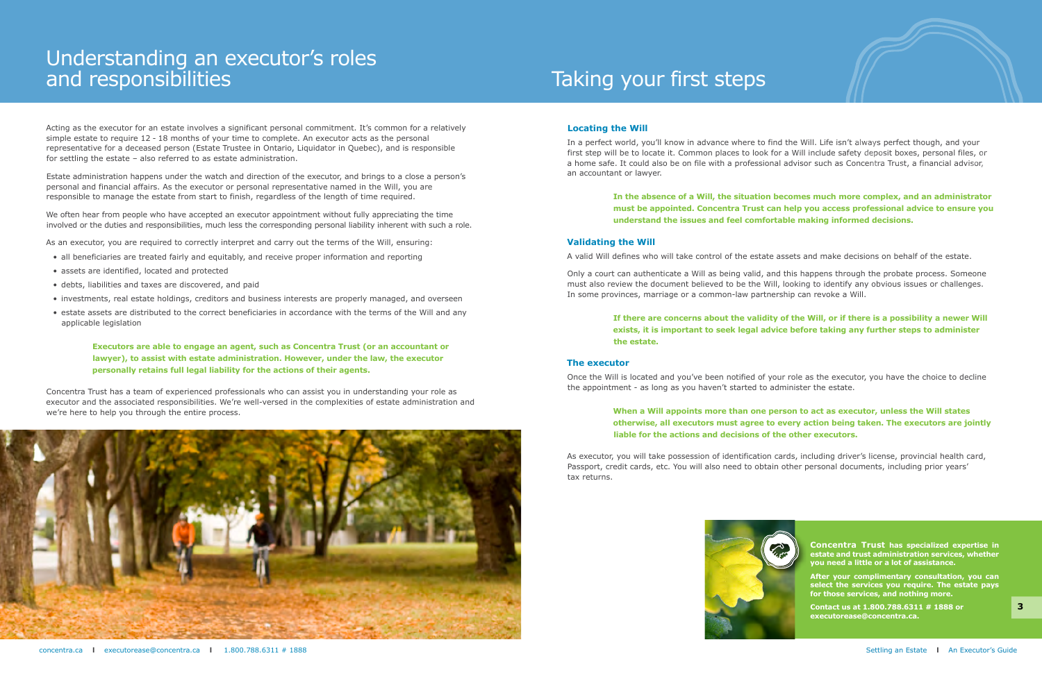# Understanding an executor's roles and responsibilities

Acting as the executor for an estate involves a significant personal commitment. It's common for a relatively simple estate to require 12 - 18 months of your time to complete. An executor acts as the personal representative for a deceased person (Estate Trustee in Ontario, Liquidator in Quebec), and is responsible for settling the estate – also referred to as estate administration.

Estate administration happens under the watch and direction of the executor, and brings to a close a person's personal and financial affairs. As the executor or personal representative named in the Will, you are responsible to manage the estate from start to finish, regardless of the length of time required.

We often hear from people who have accepted an executor appointment without fully appreciating the time involved or the duties and responsibilities, much less the corresponding personal liability inherent with such a role.

As an executor, you are required to correctly interpret and carry out the terms of the Will, ensuring:

- all beneficiaries are treated fairly and equitably, and receive proper information and reporting
- assets are identified, located and protected
- debts, liabilities and taxes are discovered, and paid
- investments, real estate holdings, creditors and business interests are properly managed, and overseen
- estate assets are distributed to the correct beneficiaries in accordance with the terms of the Will and any applicable legislation

**Executors are able to engage an agent, such as Concentra Trust (or an accountant or lawyer), to assist with estate administration. However, under the law, the executor personally retains full legal liability for the actions of their agents.**

Concentra Trust has a team of experienced professionals who can assist you in understanding your role as executor and the associated responsibilities. We're well-versed in the complexities of estate administration and we're here to help you through the entire process.

# Taking your first steps

### Locating the Will

In a perfect world, you'll know in advance where to find the Will. Life isn't always perfect though, and your first step will be to locate it. Common places to look for a Will include safety deposit boxes, personal files, or a home safe. It could also be on file with a professional advisor such as Concentra Trust, a financial advisor, an accountant or lawyer.

**In the absence of a Will, the situation becomes much more complex, and an administrator must be appointed. Concentra Trust can help you access professional advice to ensure you understand the issues and feel comfortable making informed decisions.**

### Validating the Will

A valid Will defines who will take control of the estate assets and make decisions on behalf of the estate.

Only a court can authenticate a Will as being valid, and this happens through the probate process. Someone must also review the document believed to be the Will, looking to identify any obvious issues or challenges. In some provinces, marriage or a common-law partnership can revoke a Will.

**If there are concerns about the validity of the Will, or if there is a possibility a newer Will exists, it is important to seek legal advice before taking any further steps to administer the estate.**

### The executor

Once the Will is located and you've been notified of your role as the executor, you have the choice to decline the appointment - as long as you haven't started to administer the estate.

**When a Will appoints more than one person to act as executor, unless the Will states otherwise, all executors must agree to every action being taken. The executors are jointly liable for the actions and decisions of the other executors.**

As executor, you will take possession of identification cards, including driver's license, provincial health card, Passport, credit cards, etc. You will also need to obtain other personal documents, including prior years' tax returns.

**Concentra Trust has specialized expertise in estate and trust administration services, whether you need a little or a lot of assistance.**

**After your complimentary consultation, you can select the services you require. The estate pays for those services, and nothing more.**

**Contact us at 1.800.788.6311 # 1888 or executorease@concentra.ca.**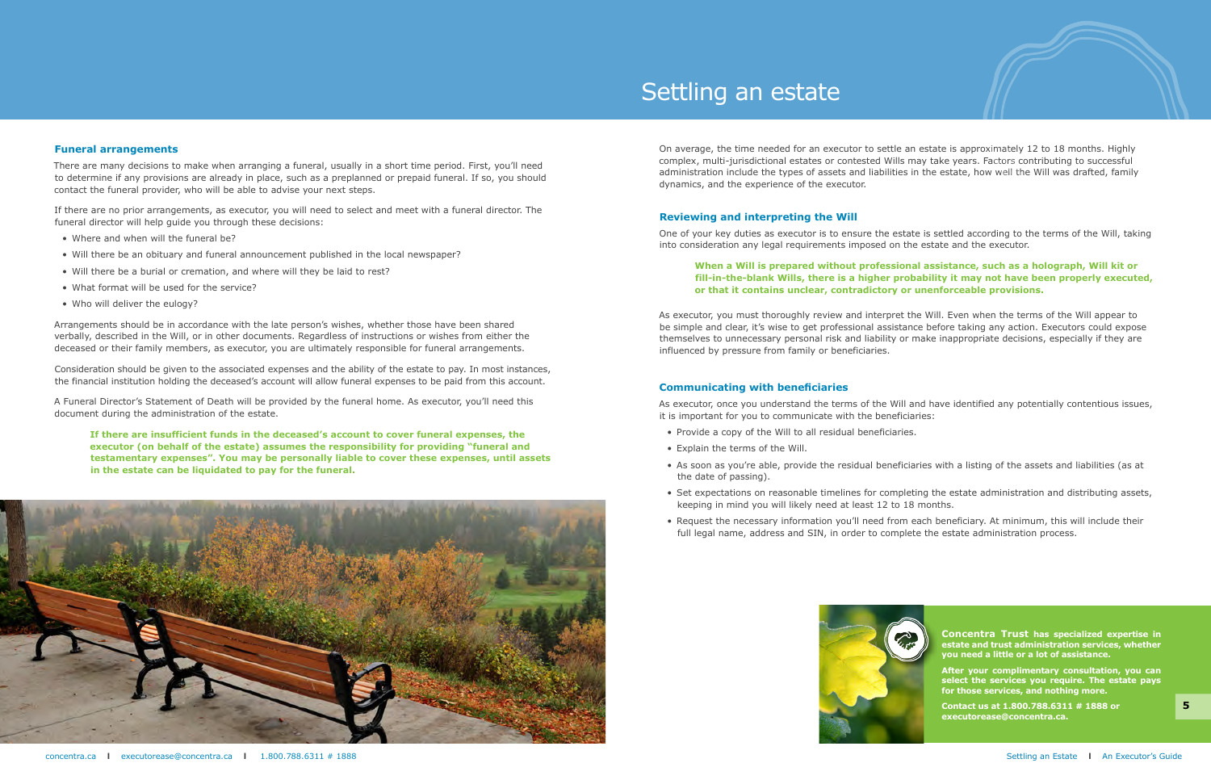# Settling an estate

## Funeral arrangements

There are many decisions to make when arranging a funeral, usually in a short time period. First, you'll need to determine if any provisions are already in place, such as a preplanned or prepaid funeral. If so, you should contact the funeral provider, who will be able to advise your next steps.

If there are no prior arrangements, as executor, you will need to select and meet with a funeral director. The funeral director will help guide you through these decisions:

- Where and when will the funeral be?
- Will there be an obituary and funeral announcement published in the local newspaper?
- Will there be a burial or cremation, and where will they be laid to rest?
- What format will be used for the service?
- Who will deliver the eulogy?

Arrangements should be in accordance with the late person's wishes, whether those have been shared verbally, described in the Will, or in other documents. Regardless of instructions or wishes from either the deceased or their family members, as executor, you are ultimately responsible for funeral arrangements.

Consideration should be given to the associated expenses and the ability of the estate to pay. In most instances, the financial institution holding the deceased's account will allow funeral expenses to be paid from this account.

A Funeral Director's Statement of Death will be provided by the funeral home. As executor, you'll need this document during the administration of the estate.

> **If there are insufficient funds in the deceased's account to cover funeral expenses, the executor (on behalf of the estate) assumes the responsibility for providing "funeral and testamentary expenses". You may be personally liable to cover these expenses, until assets in the estate can be liquidated to pay for the funeral.**

On average, the time needed for an executor to settle an estate is approximately 12 to 18 months. Highly complex, multi-jurisdictional estates or contested Wills may take years. Factors contributing to successful administration include the types of assets and liabilities in the estate, how well the Will was drafted, family dynamics, and the experience of the executor.

## Reviewing and interpreting the Will

One of your key duties as executor is to ensure the estate is settled according to the terms of the Will, taking into consideration any legal requirements imposed on the estate and the executor.

> **When a Will is prepared without professional assistance, such as a holograph, Will kit or fill-in-the-blank Wills, there is a higher probability it may not have been properly executed, or that it contains unclear, contradictory or unenforceable provisions.**

As executor, you must thoroughly review and interpret the Will. Even when the terms of the Will appear to be simple and clear, it's wise to get professional assistance before taking any action. Executors could expose themselves to unnecessary personal risk and liability or make inappropriate decisions, especially if they are influenced by pressure from family or beneficiaries.

## Communicating with beneficiaries

As executor, once you understand the terms of the Will and have identified any potentially contentious issues, it is important for you to communicate with the beneficiaries:

- Provide a copy of the Will to all residual beneficiaries.
- Explain the terms of the Will.
- As soon as you're able, provide the residual beneficiaries with a listing of the assets and liabilities (as at the date of passing).
- Set expectations on reasonable timelines for completing the estate administration and distributing assets, keeping in mind you will likely need at least 12 to 18 months.
- Request the necessary information you'll need from each beneficiary. At minimum, this will include their full legal name, address and SIN, in order to complete the estate administration process.

**Concentra Trust has specialized expertise in estate and trust administration services, whether you need a little or a lot of assistance.**

**After your complimentary consultation, you can select the services you require. The estate pays for those services, and nothing more.**

**Contact us at 1.800.788.6311 # 1888 or executorease@concentra.ca.**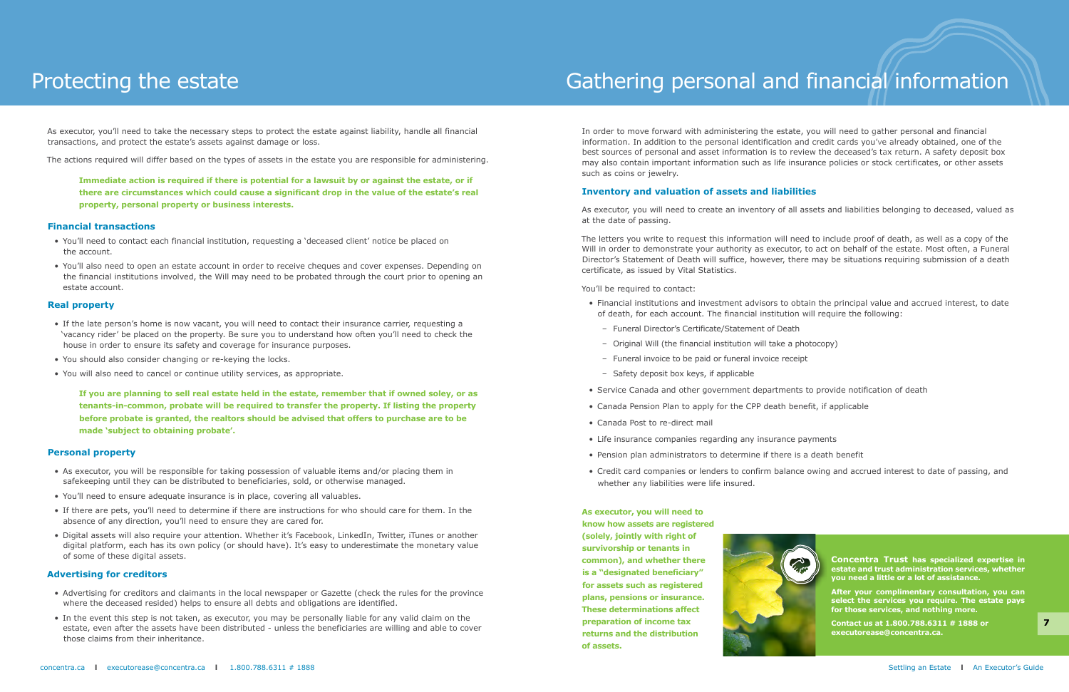# Protecting the estate

As executor, you'll need to take the necessary steps to protect the estate against liability, handle all financial transactions, and protect the estate's assets against damage or loss.

The actions required will differ based on the types of assets in the estate you are responsible for administering.

**Immediate action is required if there is potential for a lawsuit by or against the estate, or if there are circumstances which could cause a significant drop in the value of the estate's real property, personal property or business interests.**

### Financial transactions

- You'll need to contact each financial institution, requesting a 'deceased client' notice be placed on the account.
- You'll also need to open an estate account in order to receive cheques and cover expenses. Depending on the financial institutions involved, the Will may need to be probated through the court prior to opening an estate account.

### Real property

- If the late person's home is now vacant, you will need to contact their insurance carrier, requesting a 'vacancy rider' be placed on the property. Be sure you to understand how often you'll need to check the house in order to ensure its safety and coverage for insurance purposes.
- You should also consider changing or re-keying the locks.
- You will also need to cancel or continue utility services, as appropriate.

**If you are planning to sell real estate held in the estate, remember that if owned soley, or as tenants-in-common, probate will be required to transfer the property. If listing the property before probate is granted, the realtors should be advised that offers to purchase are to be made 'subject to obtaining probate'.**

### Personal property

- As executor, you will be responsible for taking possession of valuable items and/or placing them in safekeeping until they can be distributed to beneficiaries, sold, or otherwise managed.
- You'll need to ensure adequate insurance is in place, covering all valuables.
- If there are pets, you'll need to determine if there are instructions for who should care for them. In the absence of any direction, you'll need to ensure they are cared for.
- Digital assets will also require your attention. Whether it's Facebook, LinkedIn, Twitter, iTunes or another digital platform, each has its own policy (or should have). It's easy to underestimate the monetary value of some of these digital assets.

### Advertising for creditors

- Advertising for creditors and claimants in the local newspaper or Gazette (check the rules for the province where the deceased resided) helps to ensure all debts and obligations are identified.
- In the event this step is not taken, as executor, you may be personally liable for any valid claim on the estate, even after the assets have been distributed - unless the beneficiaries are willing and able to cover those claims from their inheritance.

# Gathering personal and financial information

In order to move forward with administering the estate, you will need to gather personal and financial information. In addition to the personal identification and credit cards you've already obtained, one of the best sources of personal and asset information is to review the deceased's tax return. A safety deposit box may also contain important information such as life insurance policies or stock certificates, or other assets such as coins or jewelry.

### Inventory and valuation of assets and liabilities

As executor, you will need to create an inventory of all assets and liabilities belonging to deceased, valued as at the date of passing.

The letters you write to request this information will need to include proof of death, as well as a copy of the Will in order to demonstrate your authority as executor, to act on behalf of the estate. Most often, a Funeral Director's Statement of Death will suffice, however, there may be situations requiring submission of a death certificate, as issued by Vital Statistics.

You'll be required to contact:

- Financial institutions and investment advisors to obtain the principal value and accrued interest, to date of death, for each account. The financial institution will require the following:
  - Funeral Director's Certificate/Statement of Death
  - Original Will (the financial institution will take a photocopy)
  - Funeral invoice to be paid or funeral invoice receipt
  - Safety deposit box keys, if applicable
- Service Canada and other government departments to provide notification of death
- Canada Pension Plan to apply for the CPP death benefit, if applicable
- Canada Post to re-direct mail
- Life insurance companies regarding any insurance payments
- Pension plan administrators to determine if there is a death benefit
- Credit card companies or lenders to confirm balance owing and accrued interest to date of passing, and whether any liabilities were life insured.

**As executor, you will need to know how assets are registered (solely, jointly with right of survivorship or tenants in common), and whether there is a "designated beneficiary" for assets such as registered plans, pensions or insurance. These determinations affect preparation of income tax returns and the distribution of assets.**

**Concentra Trust has specialized expertise in estate and trust administration services, whether you need a little or a lot of assistance.**

**After your complimentary consultation, you can select the services you require. The estate pays for those services, and nothing more.**

**Contact us at 1.800.788.6311 # 1888 or executorease@concentra.ca.**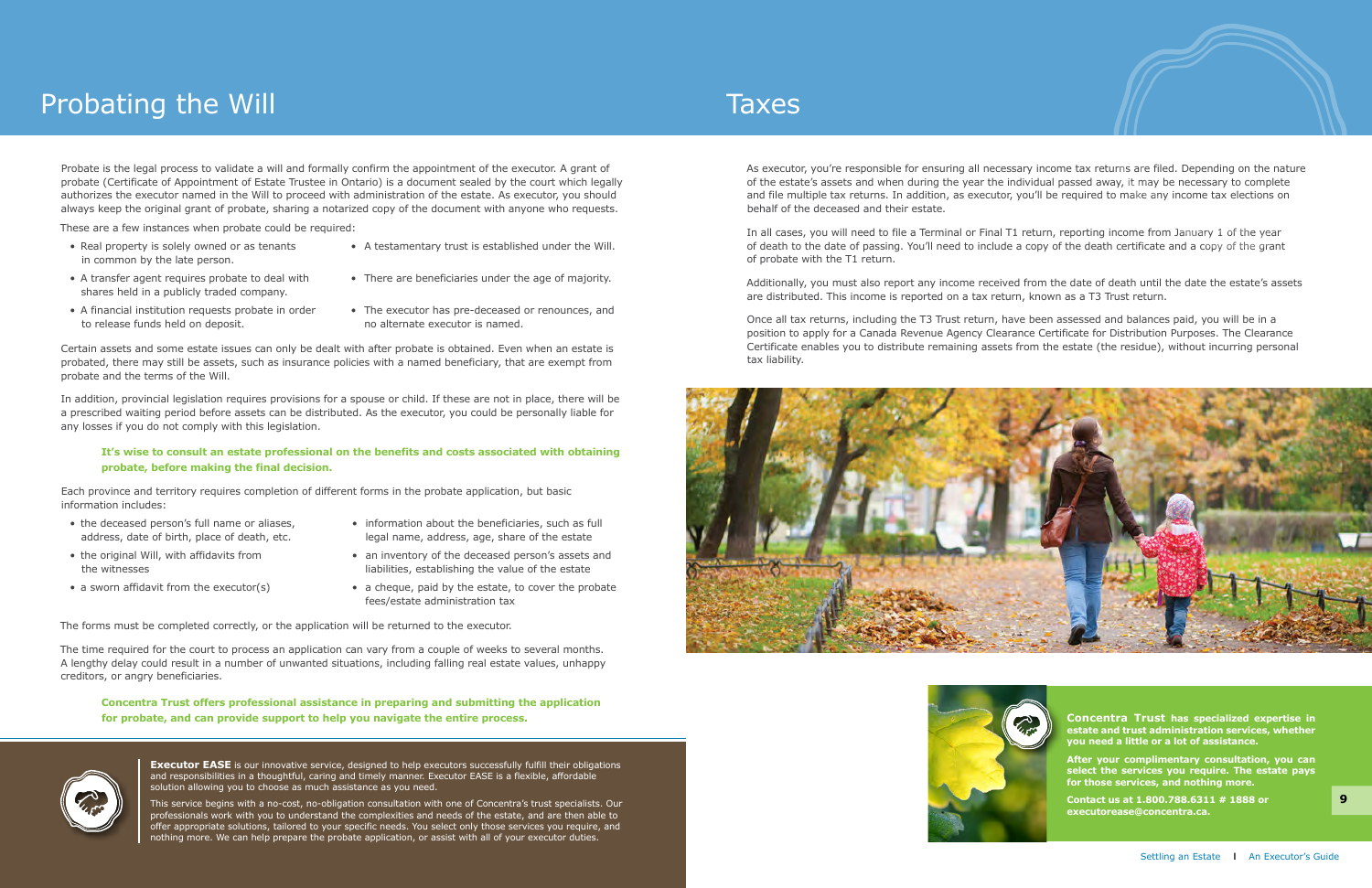# Probating the Will

Probate is the legal process to validate a will and formally confirm the appointment of the executor. A grant of probate (Certificate of Appointment of Estate Trustee in Ontario) is a document sealed by the court which legally authorizes the executor named in the Will to proceed with administration of the estate. As executor, you should always keep the original grant of probate, sharing a notarized copy of the document with anyone who requests.

These are a few instances when probate could be required:

- Real property is solely owned or as tenants in common by the late person.
- A transfer agent requires probate to deal with shares held in a publicly traded company.
- A financial institution requests probate in order to release funds held on deposit.
- A testamentary trust is established under the Will.
- There are beneficiaries under the age of majority.
- The executor has pre-deceased or renounces, and no alternate executor is named.

Certain assets and some estate issues can only be dealt with after probate is obtained. Even when an estate is probated, there may still be assets, such as insurance policies with a named beneficiary, that are exempt from probate and the terms of the Will.

In addition, provincial legislation requires provisions for a spouse or child. If these are not in place, there will be a prescribed waiting period before assets can be distributed. As the executor, you could be personally liable for any losses if you do not comply with this legislation.

**It's wise to consult an estate professional on the benefits and costs associated with obtaining probate, before making the final decision.**

Each province and territory requires completion of different forms in the probate application, but basic information includes:

- the deceased person's full name or aliases, address, date of birth, place of death, etc.
- the original Will, with affidavits from the witnesses
- a sworn affidavit from the executor(s)
- information about the beneficiaries, such as full legal name, address, age, share of the estate
- an inventory of the deceased person's assets and liabilities, establishing the value of the estate
- a cheque, paid by the estate, to cover the probate fees/estate administration tax

The forms must be completed correctly, or the application will be returned to the executor.

The time required for the court to process an application can vary from a couple of weeks to several months. A lengthy delay could result in a number of unwanted situations, including falling real estate values, unhappy creditors, or angry beneficiaries.

**Concentra Trust offers professional assistance in preparing and submitting the application for probate, and can provide support to help you navigate the entire process.**

**Executor EASE** is our innovative service, designed to help executors successfully fulfill their obligations and responsibilities in a thoughtful, caring and timely manner. Executor EASE is a flexible, affordable solution allowing you to choose as much assistance as you need.

This service begins with a no-cost, no-obligation consultation with one of Concentra's trust specialists. Our professionals work with you to understand the complexities and needs of the estate, and are then able to offer appropriate solutions, tailored to your specific needs. You select only those services you require, and nothing more. We can help prepare the probate application, or assist with all of your executor duties.

# Taxes

As executor, you're responsible for ensuring all necessary income tax returns are filed. Depending on the nature of the estate's assets and when during the year the individual passed away, it may be necessary to complete and file multiple tax returns. In addition, as executor, you'll be required to make any income tax elections on behalf of the deceased and their estate.

In all cases, you will need to file a Terminal or Final T1 return, reporting income from January 1 of the year of death to the date of passing. You'll need to include a copy of the death certificate and a copy of the grant of probate with the T1 return.

Additionally, you must also report any income received from the date of death until the date the estate's assets are distributed. This income is reported on a tax return, known as a T3 Trust return.

Once all tax returns, including the T3 Trust return, have been assessed and balances paid, you will be in a position to apply for a Canada Revenue Agency Clearance Certificate for Distribution Purposes. The Clearance Certificate enables you to distribute remaining assets from the estate (the residue), without incurring personal tax liability.

**Concentra Trust has specialized expertise in estate and trust administration services, whether you need a little or a lot of assistance.**

**After your complimentary consultation, you can select the services you require. The estate pays for those services, and nothing more.**

**Contact us at 1.800.788.6311 # 1888 or executorease@concentra.ca.**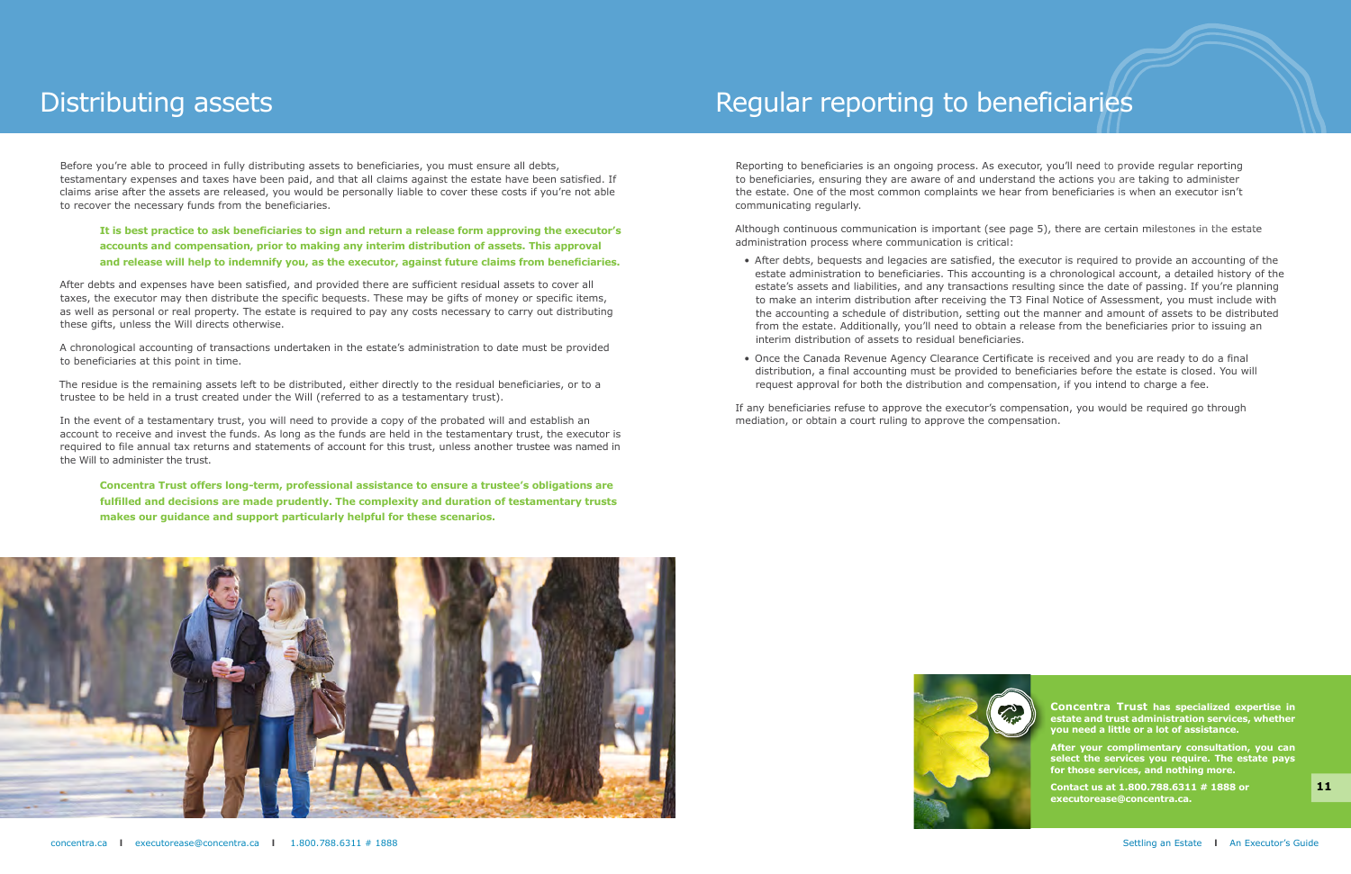# Distributing assets

Before you're able to proceed in fully distributing assets to beneficiaries, you must ensure all debts, testamentary expenses and taxes have been paid, and that all claims against the estate have been satisfied. If claims arise after the assets are released, you would be personally liable to cover these costs if you're not able to recover the necessary funds from the beneficiaries.

**It is best practice to ask beneficiaries to sign and return a release form approving the executor's accounts and compensation, prior to making any interim distribution of assets. This approval and release will help to indemnify you, as the executor, against future claims from beneficiaries.**

After debts and expenses have been satisfied, and provided there are sufficient residual assets to cover all taxes, the executor may then distribute the specific bequests. These may be gifts of money or specific items, as well as personal or real property. The estate is required to pay any costs necessary to carry out distributing these gifts, unless the Will directs otherwise.

A chronological accounting of transactions undertaken in the estate's administration to date must be provided to beneficiaries at this point in time.

The residue is the remaining assets left to be distributed, either directly to the residual beneficiaries, or to a trustee to be held in a trust created under the Will (referred to as a testamentary trust).

In the event of a testamentary trust, you will need to provide a copy of the probated will and establish an account to receive and invest the funds. As long as the funds are held in the testamentary trust, the executor is required to file annual tax returns and statements of account for this trust, unless another trustee was named in the Will to administer the trust.

**Concentra Trust offers long-term, professional assistance to ensure a trustee's obligations are fulfilled and decisions are made prudently. The complexity and duration of testamentary trusts makes our guidance and support particularly helpful for these scenarios.**

# Regular reporting to beneficiaries

Reporting to beneficiaries is an ongoing process. As executor, you'll need to provide regular reporting to beneficiaries, ensuring they are aware of and understand the actions you are taking to administer the estate. One of the most common complaints we hear from beneficiaries is when an executor isn't communicating regularly.

Although continuous communication is important (see page 5), there are certain milestones in the estate administration process where communication is critical:

- After debts, bequests and legacies are satisfied, the executor is required to provide an accounting of the estate administration to beneficiaries. This accounting is a chronological account, a detailed history of the estate's assets and liabilities, and any transactions resulting since the date of passing. If you're planning to make an interim distribution after receiving the T3 Final Notice of Assessment, you must include with the accounting a schedule of distribution, setting out the manner and amount of assets to be distributed from the estate. Additionally, you'll need to obtain a release from the beneficiaries prior to issuing an interim distribution of assets to residual beneficiaries.
- Once the Canada Revenue Agency Clearance Certificate is received and you are ready to do a final distribution, a final accounting must be provided to beneficiaries before the estate is closed. You will request approval for both the distribution and compensation, if you intend to charge a fee.

If any beneficiaries refuse to approve the executor's compensation, you would be required go through mediation, or obtain a court ruling to approve the compensation.

**Concentra Trust has specialized expertise in estate and trust administration services, whether you need a little or a lot of assistance.**

**After your complimentary consultation, you can select the services you require. The estate pays for those services, and nothing more.**

**Contact us at 1.800.788.6311 # 1888 or executorease@concentra.ca.**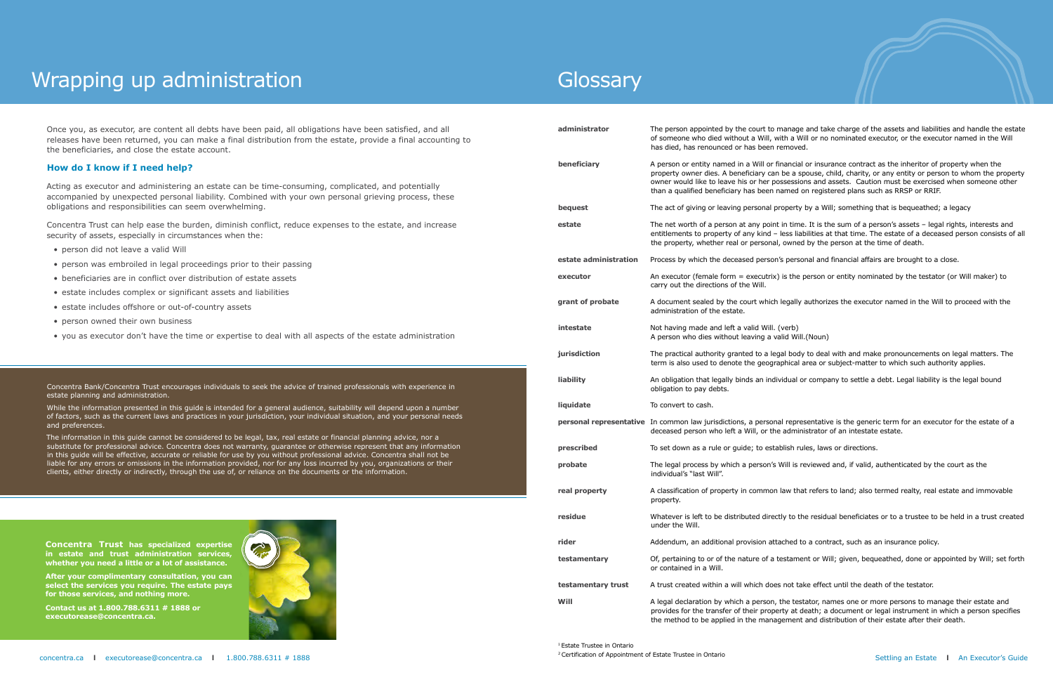# Wrapping up administration

Once you, as executor, are content all debts have been paid, all obligations have been satisfied, and all releases have been returned, you can make a final distribution from the estate, provide a final accounting to the beneficiaries, and close the estate account.

### How do I know if I need help?

Acting as executor and administering an estate can be time-consuming, complicated, and potentially accompanied by unexpected personal liability. Combined with your own personal grieving process, these obligations and responsibilities can seem overwhelming.

Concentra Trust can help ease the burden, diminish conflict, reduce expenses to the estate, and increase security of assets, especially in circumstances when the:

- person did not leave a valid Will
- person was embroiled in legal proceedings prior to their passing
- beneficiaries are in conflict over distribution of estate assets
- estate includes complex or significant assets and liabilities
- estate includes offshore or out-of-country assets
- person owned their own business
- you as executor don't have the time or expertise to deal with all aspects of the estate administration

Concentra Bank/Concentra Trust encourages individuals to seek the advice of trained professionals with experience in estate planning and administration.

While the information presented in this guide is intended for a general audience, suitability will depend upon a number of factors, such as the current laws and practices in your jurisdiction, your individual situation, and your personal needs and preferences.

The information in this guide cannot be considered to be legal, tax, real estate or financial planning advice, nor a substitute for professional advice. Concentra does not warranty, guarantee or otherwise represent that any information in this guide will be effective, accurate or reliable for use by you without professional advice. Concentra shall not be liable for any errors or omissions in the information provided, nor for any loss incurred by you, organizations or their clients, either directly or indirectly, through the use of, or reliance on the documents or the information.

**Concentra Trust has specialized expertise in estate and trust administration services, whether you need a little or a lot of assistance.**

**After your complimentary consultation, you can select the services you require. The estate pays for those services, and nothing more.**

**Contact us at 1.800.788.6311 # 1888 or executorease@concentra.ca.**

# Glossary

| | |
|---|---|
| **administrator** | The person appointed by the court to manage and take charge of the assets and liabilities and handle the estate of someone who died without a Will, with a Will or no nominated executor, or the executor named in the Will has died, has renounced or has been removed. |
| **beneficiary** | A person or entity named in a Will or financial or insurance contract as the inheritor of property when the property owner dies. A beneficiary can be a spouse, child, charity, or any entity or person to whom the property owner would like to leave his or her possessions and assets. Caution must be exercised when someone other than a qualified beneficiary has been named on registered plans such as RRSP or RRIF. |
| **bequest** | The act of giving or leaving personal property by a Will; something that is bequeathed; a legacy |
| **estate** | The net worth of a person at any point in time. It is the sum of a person's assets – legal rights, interests and entitlements to property of any kind – less liabilities at that time. The estate of a deceased person consists of all the property, whether real or personal, owned by the person at the time of death. |
| **estate administration** | Process by which the deceased person's personal and financial affairs are brought to a close. |
| **executor** | An executor (female form = executrix) is the person or entity nominated by the testator (or Will maker) to carry out the directions of the Will. |
| **grant of probate** | A document sealed by the court which legally authorizes the executor named in the Will to proceed with the administration of the estate. |
| **intestate** | Not having made and left a valid Will. (verb)<br>A person who dies without leaving a valid Will.(Noun) |
| **jurisdiction** | The practical authority granted to a legal body to deal with and make pronouncements on legal matters. The term is also used to denote the geographical area or subject-matter to which such authority applies. |
| **liability** | An obligation that legally binds an individual or company to settle a debt. Legal liability is the legal bound obligation to pay debts. |
| **liquidate** | To convert to cash. |
| **personal representative** | In common law jurisdictions, a personal representative is the generic term for an executor for the estate of a deceased person who left a Will, or the administrator of an intestate estate. |
| **prescribed** | To set down as a rule or guide; to establish rules, laws or directions. |
| **probate** | The legal process by which a person's Will is reviewed and, if valid, authenticated by the court as the individual's "last Will". |
| **real property** | A classification of property in common law that refers to land; also termed realty, real estate and immovable property. |
| **residue** | Whatever is left to be distributed directly to the residual beneficiates or to a trustee to be held in a trust created under the Will. |
| **rider** | Addendum, an additional provision attached to a contract, such as an insurance policy. |
| **testamentary** | Of, pertaining to or of the nature of a testament or Will; given, bequeathed, done or appointed by Will; set forth or contained in a Will. |
| **testamentary trust** | A trust created within a will which does not take effect until the death of the testator. |
| **Will** | A legal declaration by which a person, the testator, names one or more persons to manage their estate and provides for the transfer of their property at death; a document or legal instrument in which a person specifies the method to be applied in the management and distribution of their estate after their death. |

[1] Estate Trustee in Ontario
[2] Certification of Appointment of Estate Trustee in Ontario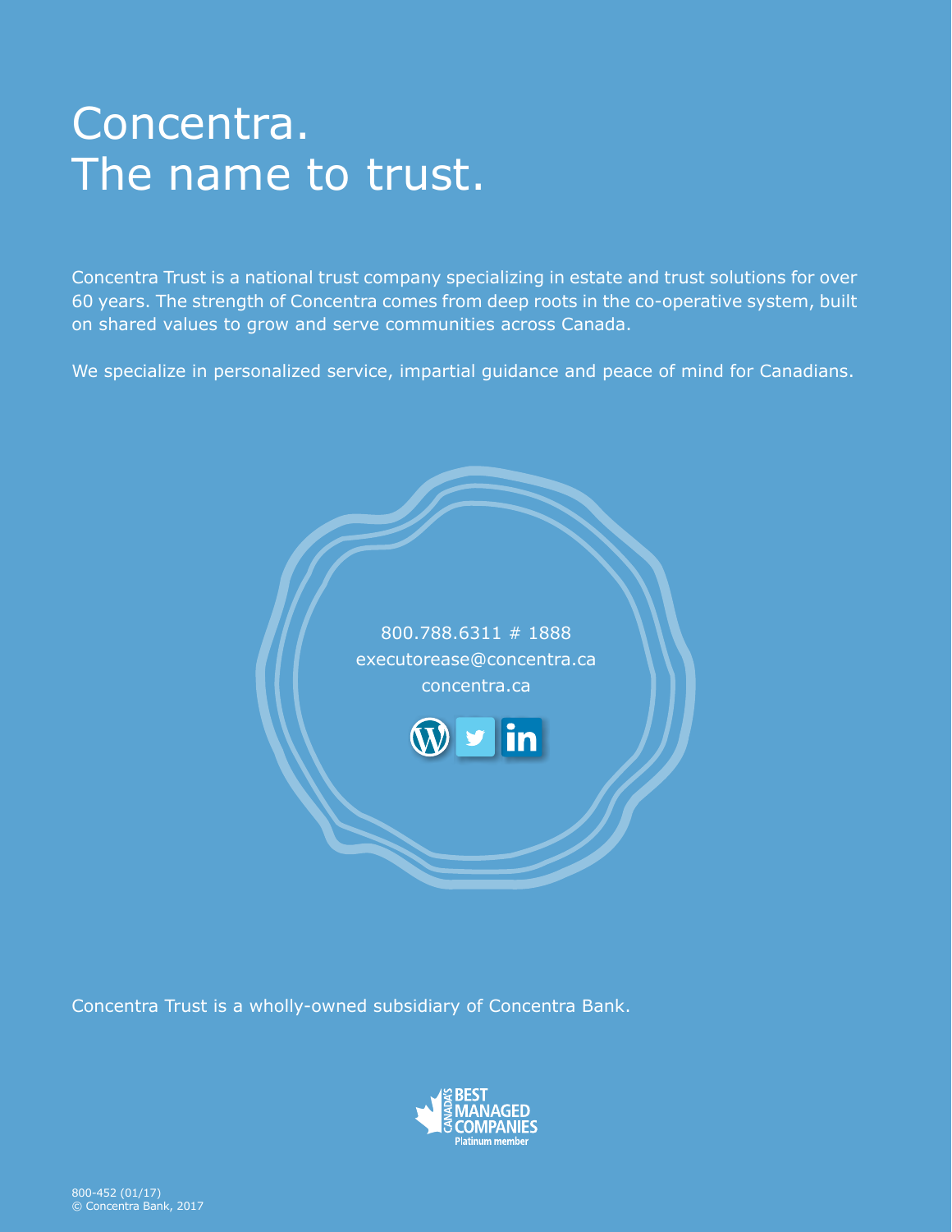# Concentra.
# The name to trust.

Concentra Trust is a national trust company specializing in estate and trust solutions for over 60 years. The strength of Concentra comes from deep roots in the co-operative system, built on shared values to grow and serve communities across Canada.

We specialize in personalized service, impartial guidance and peace of mind for Canadians.

800.788.6311 # 1888
executorease@concentra.ca
concentra.ca

Concentra Trust is a wholly-owned subsidiary of Concentra Bank.

CANADA'S BEST MANAGED COMPANIES
Platinum member

800-452 (01/17)
© Concentra Bank, 2017